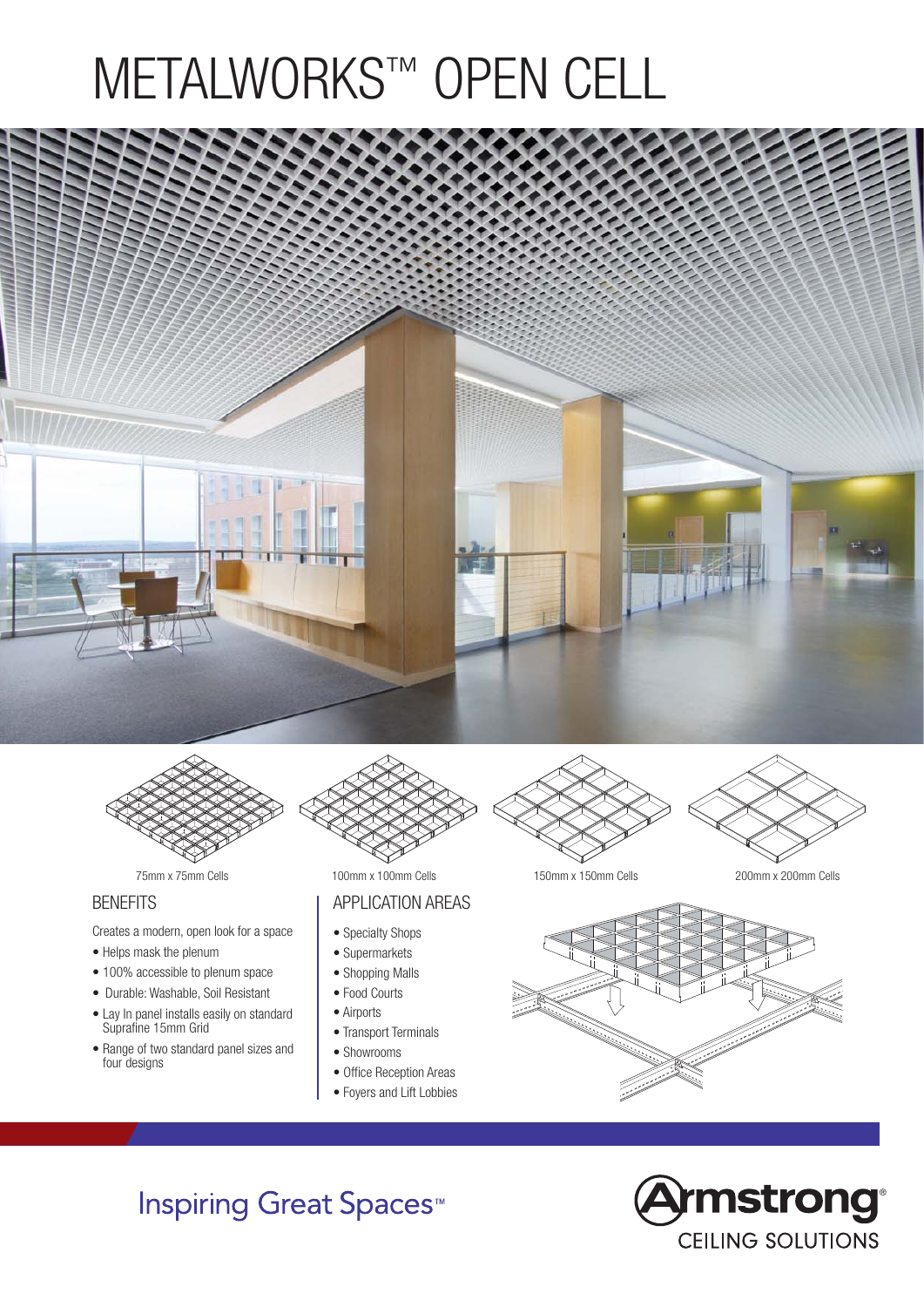# METALWORKS™ OPEN CELL

75mm x 75mm Cells

100mm x 100mm Cells

150mm x 150mm Cells

200mm x 200mm Cells

## BENEFITS

Creates a modern, open look for a space

- Helps mask the plenum
- 100% accessible to plenum space
- Durable: Washable, Soil Resistant
- Lay In panel installs easily on standard Suprafine 15mm Grid
- Range of two standard panel sizes and four designs

## APPLICATION AREAS

- Specialty Shops
- Supermarkets
- Shopping Malls
- Food Courts
- Airports
- Transport Terminals
- Showrooms
- Office Reception Areas
- Foyers and Lift Lobbies

Inspiring Great Spaces™

Armstrong® CEILING SOLUTIONS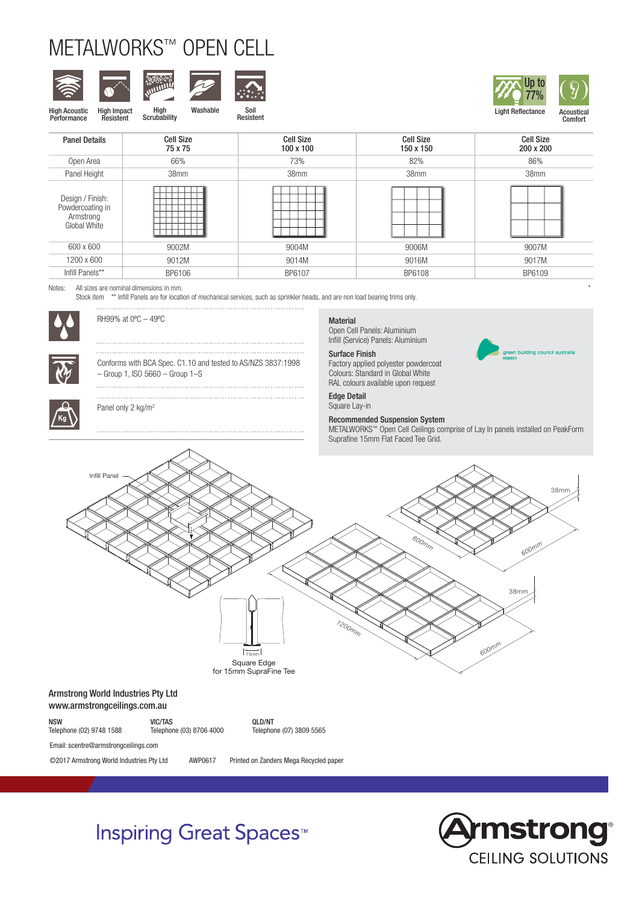# METALWORKS™ OPEN CELL

High Acoustic Performance
High Impact Resistent
High Scrubability
Washable
Soil Resistent

Up to 77% Light Reflectance
Acoustical Comfort

| Panel Details | Cell Size 75 x 75 | Cell Size 100 x 100 | Cell Size 150 x 150 | Cell Size 200 x 200 |
|---|---|---|---|---|
| Open Area | 66% | 73% | 82% | 86% |
| Panel Height | 38mm | 38mm | 38mm | 38mm |
| Design / Finish: Powdercoating in Armstrong Global White | | | | |
| 600 x 600 | 9002M | 9004M | 9006M | 9007M |
| 1200 x 600 | 9012M | 9014M | 9016M | 9017M |
| Infill Panels** | BP6106 | BP6107 | BP6108 | BP6109 |

Notes: All sizes are nominal dimensions in mm.
Stock item ** Infill Panels are for location of mechanical services, such as sprinkler heads, and are non load bearing trims only.

RH99% at 0ºC – 49ºC

Conforms with BCA Spec. C1.10 and tested to AS/NZS 3837:1998 – Group 1, ISO 5660 – Group 1–S

Panel only 2 kg/m²

**Material**
Open Cell Panels: Aluminium
Infill (Service) Panels: Aluminium

**Surface Finish**
Factory applied polyester powdercoat
Colours: Standard in Global White
RAL colours available upon request

green building council australia MEMBER

**Edge Detail**
Square Lay-in

**Recommended Suspension System**
METALWORKS™ Open Cell Ceilings comprise of Lay In panels installed on PeakForm Suprafine 15mm Flat Faced Tee Grid.

Infill Panel
38mm
600mm
600mm
38mm
1200mm
600mm
15mm
Square Edge for 15mm SupraFine Tee

**Armstrong World Industries Pty Ltd**
**www.armstrongceilings.com.au**

NSW
Telephone (02) 9748 1588

VIC/TAS
Telephone (03) 8706 4000

QLD/NT
Telephone (07) 3809 5565

Email: scentre@armstrongceilings.com

©2017 Armstrong World Industries Pty Ltd AWP0617 Printed on Zanders Mega Recycled paper

Inspiring Great Spaces™

Armstrong® CEILING SOLUTIONS